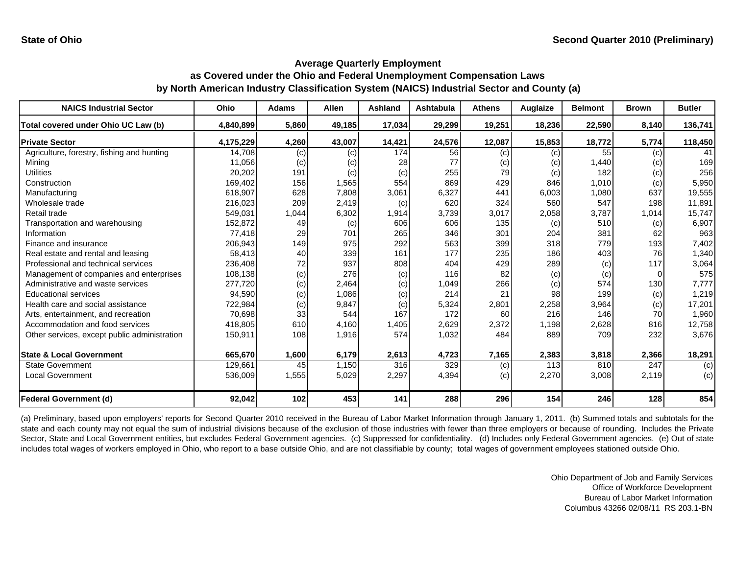State of Ohio

Second Quarter 2010 (Preliminary)

## Average Quarterly Employment as Covered under the Ohio and Federal Unemployment Compensation Laws by North American Industry Classification System (NAICS) Industrial Sector and County (a)

| NAICS Industrial Sector | Ohio | Adams | Allen | Ashland | Ashtabula | Athens | Auglaize | Belmont | Brown | Butler |
|---|---|---|---|---|---|---|---|---|---|---|
| **Total covered under Ohio UC Law (b)** | **4,840,899** | **5,860** | **49,185** | **17,034** | **29,299** | **19,251** | **18,236** | **22,590** | **8,140** | **136,741** |
| **Private Sector** | **4,175,229** | **4,260** | **43,007** | **14,421** | **24,576** | **12,087** | **15,853** | **18,772** | **5,774** | **118,450** |
| Agriculture, forestry, fishing and hunting | 14,708 | (c) | (c) | 174 | 56 | (c) | (c) | 55 | (c) | 41 |
| Mining | 11,056 | (c) | (c) | 28 | 77 | (c) | (c) | 1,440 | (c) | 169 |
| Utilities | 20,202 | 191 | (c) | (c) | 255 | 79 | (c) | 182 | (c) | 256 |
| Construction | 169,402 | 156 | 1,565 | 554 | 869 | 429 | 846 | 1,010 | (c) | 5,950 |
| Manufacturing | 618,907 | 628 | 7,808 | 3,061 | 6,327 | 441 | 6,003 | 1,080 | 637 | 19,555 |
| Wholesale trade | 216,023 | 209 | 2,419 | (c) | 620 | 324 | 560 | 547 | 198 | 11,891 |
| Retail trade | 549,031 | 1,044 | 6,302 | 1,914 | 3,739 | 3,017 | 2,058 | 3,787 | 1,014 | 15,747 |
| Transportation and warehousing | 152,872 | 49 | (c) | 606 | 606 | 135 | (c) | 510 | (c) | 6,907 |
| Information | 77,418 | 29 | 701 | 265 | 346 | 301 | 204 | 381 | 62 | 963 |
| Finance and insurance | 206,943 | 149 | 975 | 292 | 563 | 399 | 318 | 779 | 193 | 7,402 |
| Real estate and rental and leasing | 58,413 | 40 | 339 | 161 | 177 | 235 | 186 | 403 | 76 | 1,340 |
| Professional and technical services | 236,408 | 72 | 937 | 808 | 404 | 429 | 289 | (c) | 117 | 3,064 |
| Management of companies and enterprises | 108,138 | (c) | 276 | (c) | 116 | 82 | (c) | (c) | 0 | 575 |
| Administrative and waste services | 277,720 | (c) | 2,464 | (c) | 1,049 | 266 | (c) | 574 | 130 | 7,777 |
| Educational services | 94,590 | (c) | 1,086 | (c) | 214 | 21 | 98 | 199 | (c) | 1,219 |
| Health care and social assistance | 722,984 | (c) | 9,847 | (c) | 5,324 | 2,801 | 2,258 | 3,964 | (c) | 17,201 |
| Arts, entertainment, and recreation | 70,698 | 33 | 544 | 167 | 172 | 60 | 216 | 146 | 70 | 1,960 |
| Accommodation and food services | 418,805 | 610 | 4,160 | 1,405 | 2,629 | 2,372 | 1,198 | 2,628 | 816 | 12,758 |
| Other services, except public administration | 150,911 | 108 | 1,916 | 574 | 1,032 | 484 | 889 | 709 | 232 | 3,676 |
| **State & Local Government** | **665,670** | **1,600** | **6,179** | **2,613** | **4,723** | **7,165** | **2,383** | **3,818** | **2,366** | **18,291** |
| State Government | 129,661 | 45 | 1,150 | 316 | 329 | (c) | 113 | 810 | 247 | (c) |
| Local Government | 536,009 | 1,555 | 5,029 | 2,297 | 4,394 | (c) | 2,270 | 3,008 | 2,119 | (c) |
| **Federal Government (d)** | **92,042** | **102** | **453** | **141** | **288** | **296** | **154** | **246** | **128** | **854** |

(a) Preliminary, based upon employers' reports for Second Quarter 2010 received in the Bureau of Labor Market Information through January 1, 2011. (b) Summed totals and subtotals for the state and each county may not equal the sum of industrial divisions because of the exclusion of those industries with fewer than three employers or because of rounding. Includes the Private Sector, State and Local Government entities, but excludes Federal Government agencies. (c) Suppressed for confidentiality. (d) Includes only Federal Government agencies. (e) Out of state includes total wages of workers employed in Ohio, who report to a base outside Ohio, and are not classifiable by county; total wages of government employees stationed outside Ohio.

Ohio Department of Job and Family Services
Office of Workforce Development
Bureau of Labor Market Information
Columbus 43266 02/08/11 RS 203.1-BN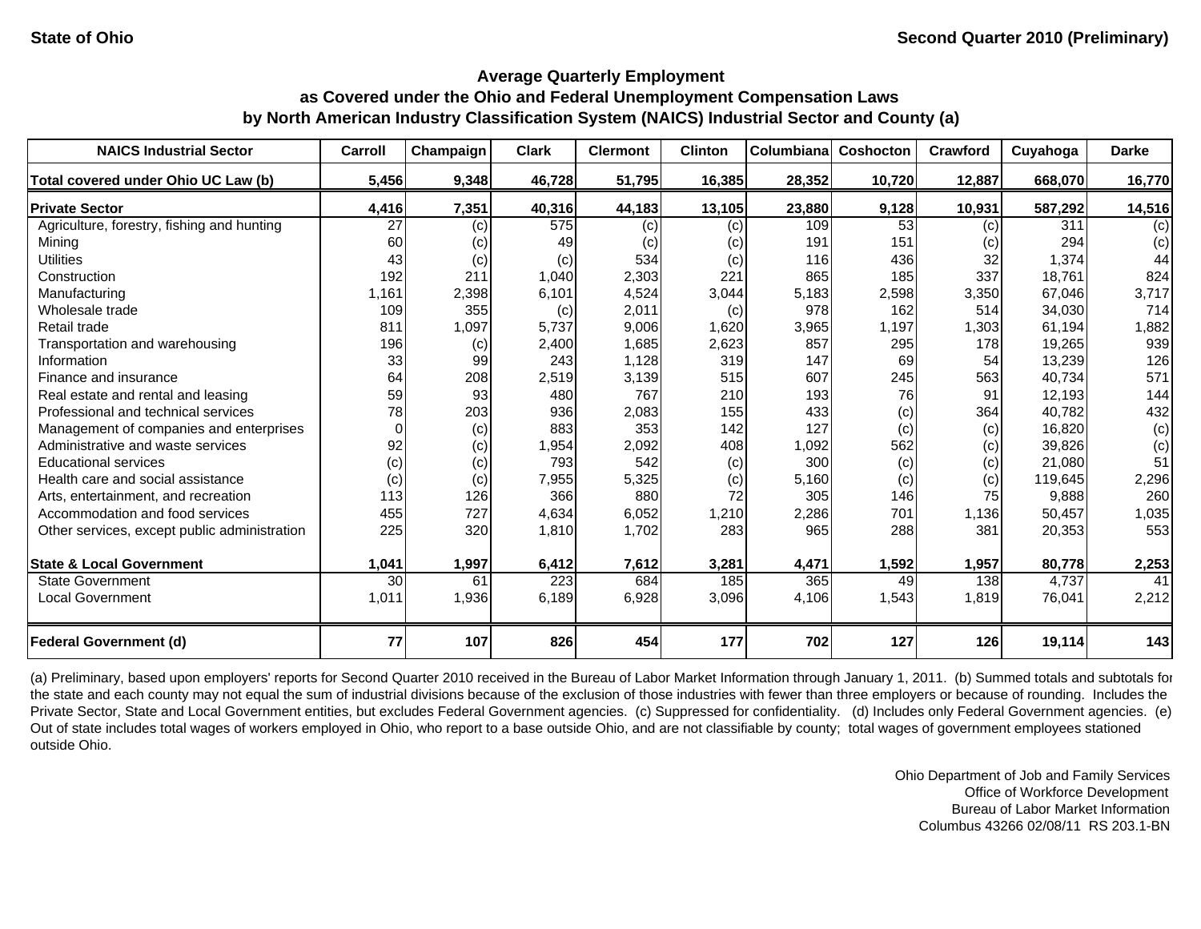State of Ohio

Second Quarter 2010 (Preliminary)

## Average Quarterly Employment as Covered under the Ohio and Federal Unemployment Compensation Laws by North American Industry Classification System (NAICS) Industrial Sector and County (a)

| NAICS Industrial Sector | Carroll | Champaign | Clark | Clermont | Clinton | Columbiana | Coshocton | Crawford | Cuyahoga | Darke |
|---|---|---|---|---|---|---|---|---|---|---|
| **Total covered under Ohio UC Law (b)** | **5,456** | **9,348** | **46,728** | **51,795** | **16,385** | **28,352** | **10,720** | **12,887** | **668,070** | **16,770** |
| **Private Sector** | **4,416** | **7,351** | **40,316** | **44,183** | **13,105** | **23,880** | **9,128** | **10,931** | **587,292** | **14,516** |
| Agriculture, forestry, fishing and hunting | 27 | (c) | 575 | (c) | (c) | 109 | 53 | (c) | 311 | (c) |
| Mining | 60 | (c) | 49 | (c) | (c) | 191 | 151 | (c) | 294 | (c) |
| Utilities | 43 | (c) | (c) | 534 | (c) | 116 | 436 | 32 | 1,374 | 44 |
| Construction | 192 | 211 | 1,040 | 2,303 | 221 | 865 | 185 | 337 | 18,761 | 824 |
| Manufacturing | 1,161 | 2,398 | 6,101 | 4,524 | 3,044 | 5,183 | 2,598 | 3,350 | 67,046 | 3,717 |
| Wholesale trade | 109 | 355 | (c) | 2,011 | (c) | 978 | 162 | 514 | 34,030 | 714 |
| Retail trade | 811 | 1,097 | 5,737 | 9,006 | 1,620 | 3,965 | 1,197 | 1,303 | 61,194 | 1,882 |
| Transportation and warehousing | 196 | (c) | 2,400 | 1,685 | 2,623 | 857 | 295 | 178 | 19,265 | 939 |
| Information | 33 | 99 | 243 | 1,128 | 319 | 147 | 69 | 54 | 13,239 | 126 |
| Finance and insurance | 64 | 208 | 2,519 | 3,139 | 515 | 607 | 245 | 563 | 40,734 | 571 |
| Real estate and rental and leasing | 59 | 93 | 480 | 767 | 210 | 193 | 76 | 91 | 12,193 | 144 |
| Professional and technical services | 78 | 203 | 936 | 2,083 | 155 | 433 | (c) | 364 | 40,782 | 432 |
| Management of companies and enterprises | 0 | (c) | 883 | 353 | 142 | 127 | (c) | (c) | 16,820 | (c) |
| Administrative and waste services | 92 | (c) | 1,954 | 2,092 | 408 | 1,092 | 562 | (c) | 39,826 | (c) |
| Educational services | (c) | (c) | 793 | 542 | (c) | 300 | (c) | (c) | 21,080 | 51 |
| Health care and social assistance | (c) | (c) | 7,955 | 5,325 | (c) | 5,160 | (c) | (c) | 119,645 | 2,296 |
| Arts, entertainment, and recreation | 113 | 126 | 366 | 880 | 72 | 305 | 146 | 75 | 9,888 | 260 |
| Accommodation and food services | 455 | 727 | 4,634 | 6,052 | 1,210 | 2,286 | 701 | 1,136 | 50,457 | 1,035 |
| Other services, except public administration | 225 | 320 | 1,810 | 1,702 | 283 | 965 | 288 | 381 | 20,353 | 553 |
| **State & Local Government** | **1,041** | **1,997** | **6,412** | **7,612** | **3,281** | **4,471** | **1,592** | **1,957** | **80,778** | **2,253** |
| State Government | 30 | 61 | 223 | 684 | 185 | 365 | 49 | 138 | 4,737 | 41 |
| Local Government | 1,011 | 1,936 | 6,189 | 6,928 | 3,096 | 4,106 | 1,543 | 1,819 | 76,041 | 2,212 |
| **Federal Government (d)** | **77** | **107** | **826** | **454** | **177** | **702** | **127** | **126** | **19,114** | **143** |

(a) Preliminary, based upon employers' reports for Second Quarter 2010 received in the Bureau of Labor Market Information through January 1, 2011. (b) Summed totals and subtotals for the state and each county may not equal the sum of industrial divisions because of the exclusion of those industries with fewer than three employers or because of rounding. Includes the Private Sector, State and Local Government entities, but excludes Federal Government agencies. (c) Suppressed for confidentiality. (d) Includes only Federal Government agencies. (e) Out of state includes total wages of workers employed in Ohio, who report to a base outside Ohio, and are not classifiable by county; total wages of government employees stationed outside Ohio.

Ohio Department of Job and Family Services
Office of Workforce Development
Bureau of Labor Market Information
Columbus 43266 02/08/11 RS 203.1-BN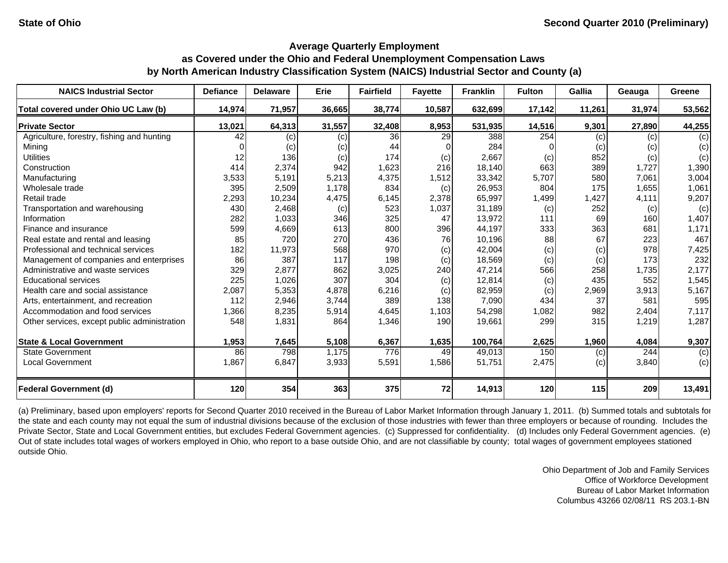State of Ohio

Second Quarter 2010 (Preliminary)

## Average Quarterly Employment as Covered under the Ohio and Federal Unemployment Compensation Laws by North American Industry Classification System (NAICS) Industrial Sector and County (a)

| NAICS Industrial Sector | Defiance | Delaware | Erie | Fairfield | Fayette | Franklin | Fulton | Gallia | Geauga | Greene |
|---|---|---|---|---|---|---|---|---|---|---|
| **Total covered under Ohio UC Law (b)** | **14,974** | **71,957** | **36,665** | **38,774** | **10,587** | **632,699** | **17,142** | **11,261** | **31,974** | **53,562** |
| **Private Sector** | **13,021** | **64,313** | **31,557** | **32,408** | **8,953** | **531,935** | **14,516** | **9,301** | **27,890** | **44,255** |
| Agriculture, forestry, fishing and hunting | 42 | (c) | (c) | 36 | 29 | 388 | 254 | (c) | (c) | (c) |
| Mining | 0 | (c) | (c) | 44 | 0 | 284 | 0 | (c) | (c) | (c) |
| Utilities | 12 | 136 | (c) | 174 | (c) | 2,667 | (c) | 852 | (c) | (c) |
| Construction | 414 | 2,374 | 942 | 1,623 | 216 | 18,140 | 663 | 389 | 1,727 | 1,390 |
| Manufacturing | 3,533 | 5,191 | 5,213 | 4,375 | 1,512 | 33,342 | 5,707 | 580 | 7,061 | 3,004 |
| Wholesale trade | 395 | 2,509 | 1,178 | 834 | (c) | 26,953 | 804 | 175 | 1,655 | 1,061 |
| Retail trade | 2,293 | 10,234 | 4,475 | 6,145 | 2,378 | 65,997 | 1,499 | 1,427 | 4,111 | 9,207 |
| Transportation and warehousing | 430 | 2,468 | (c) | 523 | 1,037 | 31,189 | (c) | 252 | (c) | (c) |
| Information | 282 | 1,033 | 346 | 325 | 47 | 13,972 | 111 | 69 | 160 | 1,407 |
| Finance and insurance | 599 | 4,669 | 613 | 800 | 396 | 44,197 | 333 | 363 | 681 | 1,171 |
| Real estate and rental and leasing | 85 | 720 | 270 | 436 | 76 | 10,196 | 88 | 67 | 223 | 467 |
| Professional and technical services | 182 | 11,973 | 568 | 970 | (c) | 42,004 | (c) | (c) | 978 | 7,425 |
| Management of companies and enterprises | 86 | 387 | 117 | 198 | (c) | 18,569 | (c) | (c) | 173 | 232 |
| Administrative and waste services | 329 | 2,877 | 862 | 3,025 | 240 | 47,214 | 566 | 258 | 1,735 | 2,177 |
| Educational services | 225 | 1,026 | 307 | 304 | (c) | 12,814 | (c) | 435 | 552 | 1,545 |
| Health care and social assistance | 2,087 | 5,353 | 4,878 | 6,216 | (c) | 82,959 | (c) | 2,969 | 3,913 | 5,167 |
| Arts, entertainment, and recreation | 112 | 2,946 | 3,744 | 389 | 138 | 7,090 | 434 | 37 | 581 | 595 |
| Accommodation and food services | 1,366 | 8,235 | 5,914 | 4,645 | 1,103 | 54,298 | 1,082 | 982 | 2,404 | 7,117 |
| Other services, except public administration | 548 | 1,831 | 864 | 1,346 | 190 | 19,661 | 299 | 315 | 1,219 | 1,287 |
| **State & Local Government** | **1,953** | **7,645** | **5,108** | **6,367** | **1,635** | **100,764** | **2,625** | **1,960** | **4,084** | **9,307** |
| State Government | 86 | 798 | 1,175 | 776 | 49 | 49,013 | 150 | (c) | 244 | (c) |
| Local Government | 1,867 | 6,847 | 3,933 | 5,591 | 1,586 | 51,751 | 2,475 | (c) | 3,840 | (c) |
| **Federal Government (d)** | **120** | **354** | **363** | **375** | **72** | **14,913** | **120** | **115** | **209** | **13,491** |

(a) Preliminary, based upon employers' reports for Second Quarter 2010 received in the Bureau of Labor Market Information through January 1, 2011. (b) Summed totals and subtotals for the state and each county may not equal the sum of industrial divisions because of the exclusion of those industries with fewer than three employers or because of rounding. Includes the Private Sector, State and Local Government entities, but excludes Federal Government agencies. (c) Suppressed for confidentiality. (d) Includes only Federal Government agencies. (e) Out of state includes total wages of workers employed in Ohio, who report to a base outside Ohio, and are not classifiable by county; total wages of government employees stationed outside Ohio.

Ohio Department of Job and Family Services
Office of Workforce Development
Bureau of Labor Market Information
Columbus 43266 02/08/11 RS 203.1-BN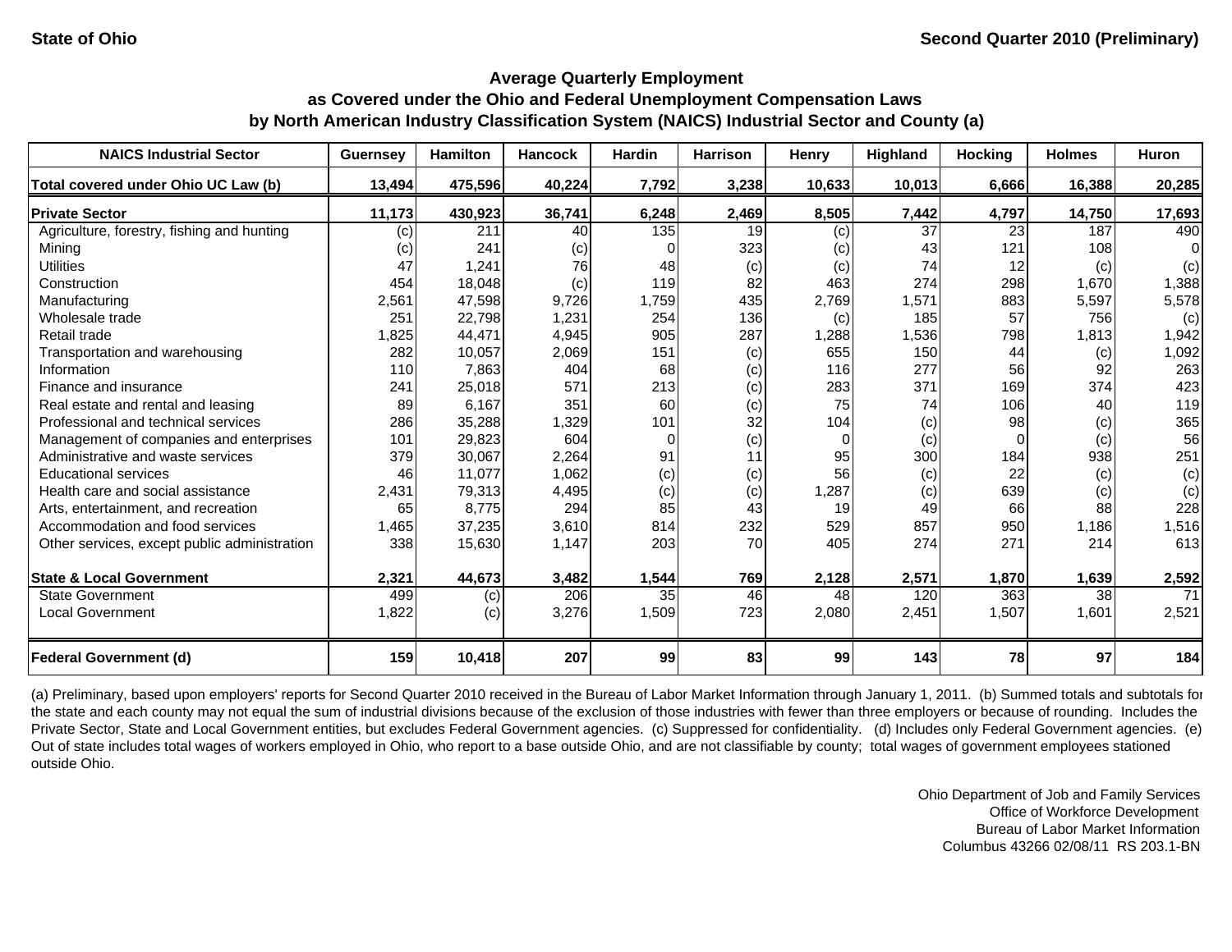State of Ohio

Second Quarter 2010 (Preliminary)

## Average Quarterly Employment as Covered under the Ohio and Federal Unemployment Compensation Laws by North American Industry Classification System (NAICS) Industrial Sector and County (a)

| NAICS Industrial Sector | Guernsey | Hamilton | Hancock | Hardin | Harrison | Henry | Highland | Hocking | Holmes | Huron |
|---|---|---|---|---|---|---|---|---|---|---|
| **Total covered under Ohio UC Law (b)** | **13,494** | **475,596** | **40,224** | **7,792** | **3,238** | **10,633** | **10,013** | **6,666** | **16,388** | **20,285** |
| **Private Sector** | **11,173** | **430,923** | **36,741** | **6,248** | **2,469** | **8,505** | **7,442** | **4,797** | **14,750** | **17,693** |
| Agriculture, forestry, fishing and hunting | (c) | 211 | 40 | 135 | 19 | (c) | 37 | 23 | 187 | 490 |
| Mining | (c) | 241 | (c) | 0 | 323 | (c) | 43 | 121 | 108 | 0 |
| Utilities | 47 | 1,241 | 76 | 48 | (c) | (c) | 74 | 12 | (c) | (c) |
| Construction | 454 | 18,048 | (c) | 119 | 82 | 463 | 274 | 298 | 1,670 | 1,388 |
| Manufacturing | 2,561 | 47,598 | 9,726 | 1,759 | 435 | 2,769 | 1,571 | 883 | 5,597 | 5,578 |
| Wholesale trade | 251 | 22,798 | 1,231 | 254 | 136 | (c) | 185 | 57 | 756 | (c) |
| Retail trade | 1,825 | 44,471 | 4,945 | 905 | 287 | 1,288 | 1,536 | 798 | 1,813 | 1,942 |
| Transportation and warehousing | 282 | 10,057 | 2,069 | 151 | (c) | 655 | 150 | 44 | (c) | 1,092 |
| Information | 110 | 7,863 | 404 | 68 | (c) | 116 | 277 | 56 | 92 | 263 |
| Finance and insurance | 241 | 25,018 | 571 | 213 | (c) | 283 | 371 | 169 | 374 | 423 |
| Real estate and rental and leasing | 89 | 6,167 | 351 | 60 | (c) | 75 | 74 | 106 | 40 | 119 |
| Professional and technical services | 286 | 35,288 | 1,329 | 101 | 32 | 104 | (c) | 98 | (c) | 365 |
| Management of companies and enterprises | 101 | 29,823 | 604 | 0 | (c) | 0 | (c) | 0 | (c) | 56 |
| Administrative and waste services | 379 | 30,067 | 2,264 | 91 | 11 | 95 | 300 | 184 | 938 | 251 |
| Educational services | 46 | 11,077 | 1,062 | (c) | (c) | 56 | (c) | 22 | (c) | (c) |
| Health care and social assistance | 2,431 | 79,313 | 4,495 | (c) | (c) | 1,287 | (c) | 639 | (c) | (c) |
| Arts, entertainment, and recreation | 65 | 8,775 | 294 | 85 | 43 | 19 | 49 | 66 | 88 | 228 |
| Accommodation and food services | 1,465 | 37,235 | 3,610 | 814 | 232 | 529 | 857 | 950 | 1,186 | 1,516 |
| Other services, except public administration | 338 | 15,630 | 1,147 | 203 | 70 | 405 | 274 | 271 | 214 | 613 |
| **State & Local Government** | **2,321** | **44,673** | **3,482** | **1,544** | **769** | **2,128** | **2,571** | **1,870** | **1,639** | **2,592** |
| State Government | 499 | (c) | 206 | 35 | 46 | 48 | 120 | 363 | 38 | 71 |
| Local Government | 1,822 | (c) | 3,276 | 1,509 | 723 | 2,080 | 2,451 | 1,507 | 1,601 | 2,521 |
| **Federal Government (d)** | **159** | **10,418** | **207** | **99** | **83** | **99** | **143** | **78** | **97** | **184** |

(a) Preliminary, based upon employers' reports for Second Quarter 2010 received in the Bureau of Labor Market Information through January 1, 2011. (b) Summed totals and subtotals for the state and each county may not equal the sum of industrial divisions because of the exclusion of those industries with fewer than three employers or because of rounding. Includes the Private Sector, State and Local Government entities, but excludes Federal Government agencies. (c) Suppressed for confidentiality. (d) Includes only Federal Government agencies. (e) Out of state includes total wages of workers employed in Ohio, who report to a base outside Ohio, and are not classifiable by county; total wages of government employees stationed outside Ohio.

Ohio Department of Job and Family Services
Office of Workforce Development
Bureau of Labor Market Information
Columbus 43266 02/08/11 RS 203.1-BN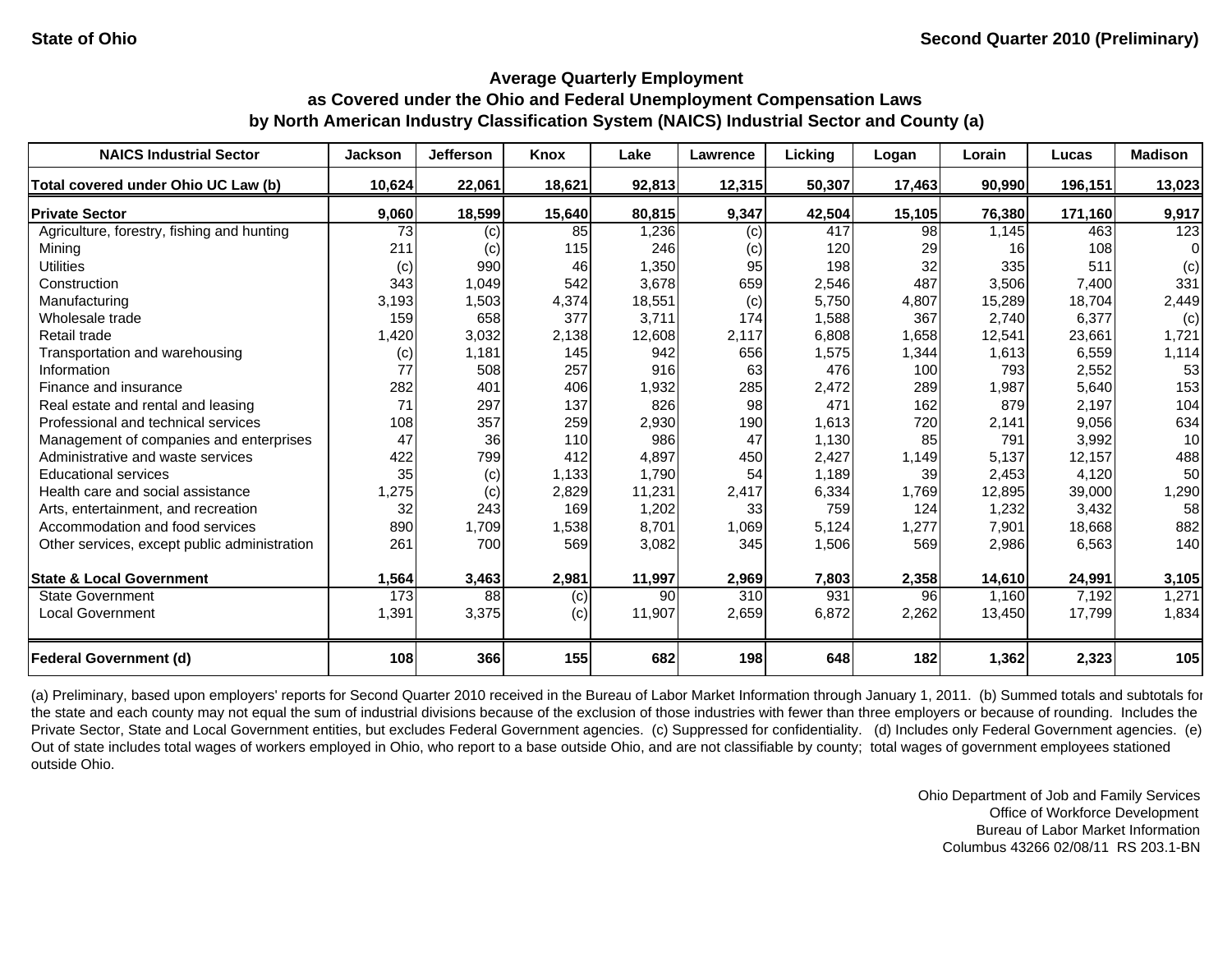State of Ohio

Second Quarter 2010 (Preliminary)

## Average Quarterly Employment as Covered under the Ohio and Federal Unemployment Compensation Laws by North American Industry Classification System (NAICS) Industrial Sector and County (a)

| NAICS Industrial Sector | Jackson | Jefferson | Knox | Lake | Lawrence | Licking | Logan | Lorain | Lucas | Madison |
|---|---|---|---|---|---|---|---|---|---|---|
| **Total covered under Ohio UC Law (b)** | **10,624** | **22,061** | **18,621** | **92,813** | **12,315** | **50,307** | **17,463** | **90,990** | **196,151** | **13,023** |
| **Private Sector** | **9,060** | **18,599** | **15,640** | **80,815** | **9,347** | **42,504** | **15,105** | **76,380** | **171,160** | **9,917** |
| Agriculture, forestry, fishing and hunting | 73 | (c) | 85 | 1,236 | (c) | 417 | 98 | 1,145 | 463 | 123 |
| Mining | 211 | (c) | 115 | 246 | (c) | 120 | 29 | 16 | 108 | 0 |
| Utilities | (c) | 990 | 46 | 1,350 | 95 | 198 | 32 | 335 | 511 | (c) |
| Construction | 343 | 1,049 | 542 | 3,678 | 659 | 2,546 | 487 | 3,506 | 7,400 | 331 |
| Manufacturing | 3,193 | 1,503 | 4,374 | 18,551 | (c) | 5,750 | 4,807 | 15,289 | 18,704 | 2,449 |
| Wholesale trade | 159 | 658 | 377 | 3,711 | 174 | 1,588 | 367 | 2,740 | 6,377 | (c) |
| Retail trade | 1,420 | 3,032 | 2,138 | 12,608 | 2,117 | 6,808 | 1,658 | 12,541 | 23,661 | 1,721 |
| Transportation and warehousing | (c) | 1,181 | 145 | 942 | 656 | 1,575 | 1,344 | 1,613 | 6,559 | 1,114 |
| Information | 77 | 508 | 257 | 916 | 63 | 476 | 100 | 793 | 2,552 | 53 |
| Finance and insurance | 282 | 401 | 406 | 1,932 | 285 | 2,472 | 289 | 1,987 | 5,640 | 153 |
| Real estate and rental and leasing | 71 | 297 | 137 | 826 | 98 | 471 | 162 | 879 | 2,197 | 104 |
| Professional and technical services | 108 | 357 | 259 | 2,930 | 190 | 1,613 | 720 | 2,141 | 9,056 | 634 |
| Management of companies and enterprises | 47 | 36 | 110 | 986 | 47 | 1,130 | 85 | 791 | 3,992 | 10 |
| Administrative and waste services | 422 | 799 | 412 | 4,897 | 450 | 2,427 | 1,149 | 5,137 | 12,157 | 488 |
| Educational services | 35 | (c) | 1,133 | 1,790 | 54 | 1,189 | 39 | 2,453 | 4,120 | 50 |
| Health care and social assistance | 1,275 | (c) | 2,829 | 11,231 | 2,417 | 6,334 | 1,769 | 12,895 | 39,000 | 1,290 |
| Arts, entertainment, and recreation | 32 | 243 | 169 | 1,202 | 33 | 759 | 124 | 1,232 | 3,432 | 58 |
| Accommodation and food services | 890 | 1,709 | 1,538 | 8,701 | 1,069 | 5,124 | 1,277 | 7,901 | 18,668 | 882 |
| Other services, except public administration | 261 | 700 | 569 | 3,082 | 345 | 1,506 | 569 | 2,986 | 6,563 | 140 |
| **State & Local Government** | **1,564** | **3,463** | **2,981** | **11,997** | **2,969** | **7,803** | **2,358** | **14,610** | **24,991** | **3,105** |
| State Government | 173 | 88 | (c) | 90 | 310 | 931 | 96 | 1,160 | 7,192 | 1,271 |
| Local Government | 1,391 | 3,375 | (c) | 11,907 | 2,659 | 6,872 | 2,262 | 13,450 | 17,799 | 1,834 |
| **Federal Government (d)** | **108** | **366** | **155** | **682** | **198** | **648** | **182** | **1,362** | **2,323** | **105** |

(a) Preliminary, based upon employers' reports for Second Quarter 2010 received in the Bureau of Labor Market Information through January 1, 2011. (b) Summed totals and subtotals for the state and each county may not equal the sum of industrial divisions because of the exclusion of those industries with fewer than three employers or because of rounding. Includes the Private Sector, State and Local Government entities, but excludes Federal Government agencies. (c) Suppressed for confidentiality. (d) Includes only Federal Government agencies. (e) Out of state includes total wages of workers employed in Ohio, who report to a base outside Ohio, and are not classifiable by county; total wages of government employees stationed outside Ohio.

Ohio Department of Job and Family Services
Office of Workforce Development
Bureau of Labor Market Information
Columbus 43266 02/08/11 RS 203.1-BN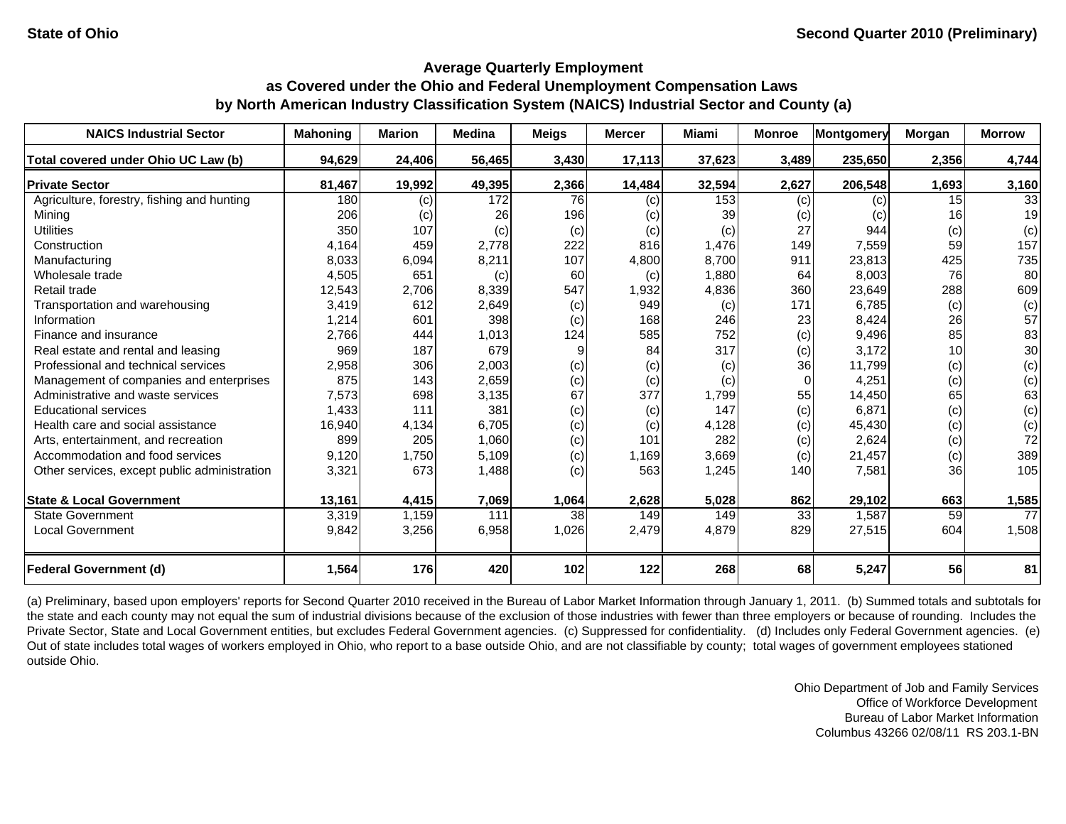State of Ohio

Second Quarter 2010 (Preliminary)

## Average Quarterly Employment as Covered under the Ohio and Federal Unemployment Compensation Laws by North American Industry Classification System (NAICS) Industrial Sector and County (a)

| NAICS Industrial Sector | Mahoning | Marion | Medina | Meigs | Mercer | Miami | Monroe | Montgomery | Morgan | Morrow |
|---|---|---|---|---|---|---|---|---|---|---|
| **Total covered under Ohio UC Law (b)** | **94,629** | **24,406** | **56,465** | **3,430** | **17,113** | **37,623** | **3,489** | **235,650** | **2,356** | **4,744** |
| **Private Sector** | **81,467** | **19,992** | **49,395** | **2,366** | **14,484** | **32,594** | **2,627** | **206,548** | **1,693** | **3,160** |
| Agriculture, forestry, fishing and hunting | 180 | (c) | 172 | 76 | (c) | 153 | (c) | (c) | 15 | 33 |
| Mining | 206 | (c) | 26 | 196 | (c) | 39 | (c) | (c) | 16 | 19 |
| Utilities | 350 | 107 | (c) | (c) | (c) | (c) | 27 | 944 | (c) | (c) |
| Construction | 4,164 | 459 | 2,778 | 222 | 816 | 1,476 | 149 | 7,559 | 59 | 157 |
| Manufacturing | 8,033 | 6,094 | 8,211 | 107 | 4,800 | 8,700 | 911 | 23,813 | 425 | 735 |
| Wholesale trade | 4,505 | 651 | (c) | 60 | (c) | 1,880 | 64 | 8,003 | 76 | 80 |
| Retail trade | 12,543 | 2,706 | 8,339 | 547 | 1,932 | 4,836 | 360 | 23,649 | 288 | 609 |
| Transportation and warehousing | 3,419 | 612 | 2,649 | (c) | 949 | (c) | 171 | 6,785 | (c) | (c) |
| Information | 1,214 | 601 | 398 | (c) | 168 | 246 | 23 | 8,424 | 26 | 57 |
| Finance and insurance | 2,766 | 444 | 1,013 | 124 | 585 | 752 | (c) | 9,496 | 85 | 83 |
| Real estate and rental and leasing | 969 | 187 | 679 | 9 | 84 | 317 | (c) | 3,172 | 10 | 30 |
| Professional and technical services | 2,958 | 306 | 2,003 | (c) | (c) | (c) | 36 | 11,799 | (c) | (c) |
| Management of companies and enterprises | 875 | 143 | 2,659 | (c) | (c) | (c) | 0 | 4,251 | (c) | (c) |
| Administrative and waste services | 7,573 | 698 | 3,135 | 67 | 377 | 1,799 | 55 | 14,450 | 65 | 63 |
| Educational services | 1,433 | 111 | 381 | (c) | (c) | 147 | (c) | 6,871 | (c) | (c) |
| Health care and social assistance | 16,940 | 4,134 | 6,705 | (c) | (c) | 4,128 | (c) | 45,430 | (c) | (c) |
| Arts, entertainment, and recreation | 899 | 205 | 1,060 | (c) | 101 | 282 | (c) | 2,624 | (c) | 72 |
| Accommodation and food services | 9,120 | 1,750 | 5,109 | (c) | 1,169 | 3,669 | (c) | 21,457 | (c) | 389 |
| Other services, except public administration | 3,321 | 673 | 1,488 | (c) | 563 | 1,245 | 140 | 7,581 | 36 | 105 |
| **State & Local Government** | **13,161** | **4,415** | **7,069** | **1,064** | **2,628** | **5,028** | **862** | **29,102** | **663** | **1,585** |
| State Government | 3,319 | 1,159 | 111 | 38 | 149 | 149 | 33 | 1,587 | 59 | 77 |
| Local Government | 9,842 | 3,256 | 6,958 | 1,026 | 2,479 | 4,879 | 829 | 27,515 | 604 | 1,508 |
| **Federal Government (d)** | **1,564** | **176** | **420** | **102** | **122** | **268** | **68** | **5,247** | **56** | **81** |

(a) Preliminary, based upon employers' reports for Second Quarter 2010 received in the Bureau of Labor Market Information through January 1, 2011. (b) Summed totals and subtotals for the state and each county may not equal the sum of industrial divisions because of the exclusion of those industries with fewer than three employers or because of rounding. Includes the Private Sector, State and Local Government entities, but excludes Federal Government agencies. (c) Suppressed for confidentiality. (d) Includes only Federal Government agencies. (e) Out of state includes total wages of workers employed in Ohio, who report to a base outside Ohio, and are not classifiable by county; total wages of government employees stationed outside Ohio.

Ohio Department of Job and Family Services
Office of Workforce Development
Bureau of Labor Market Information
Columbus 43266 02/08/11 RS 203.1-BN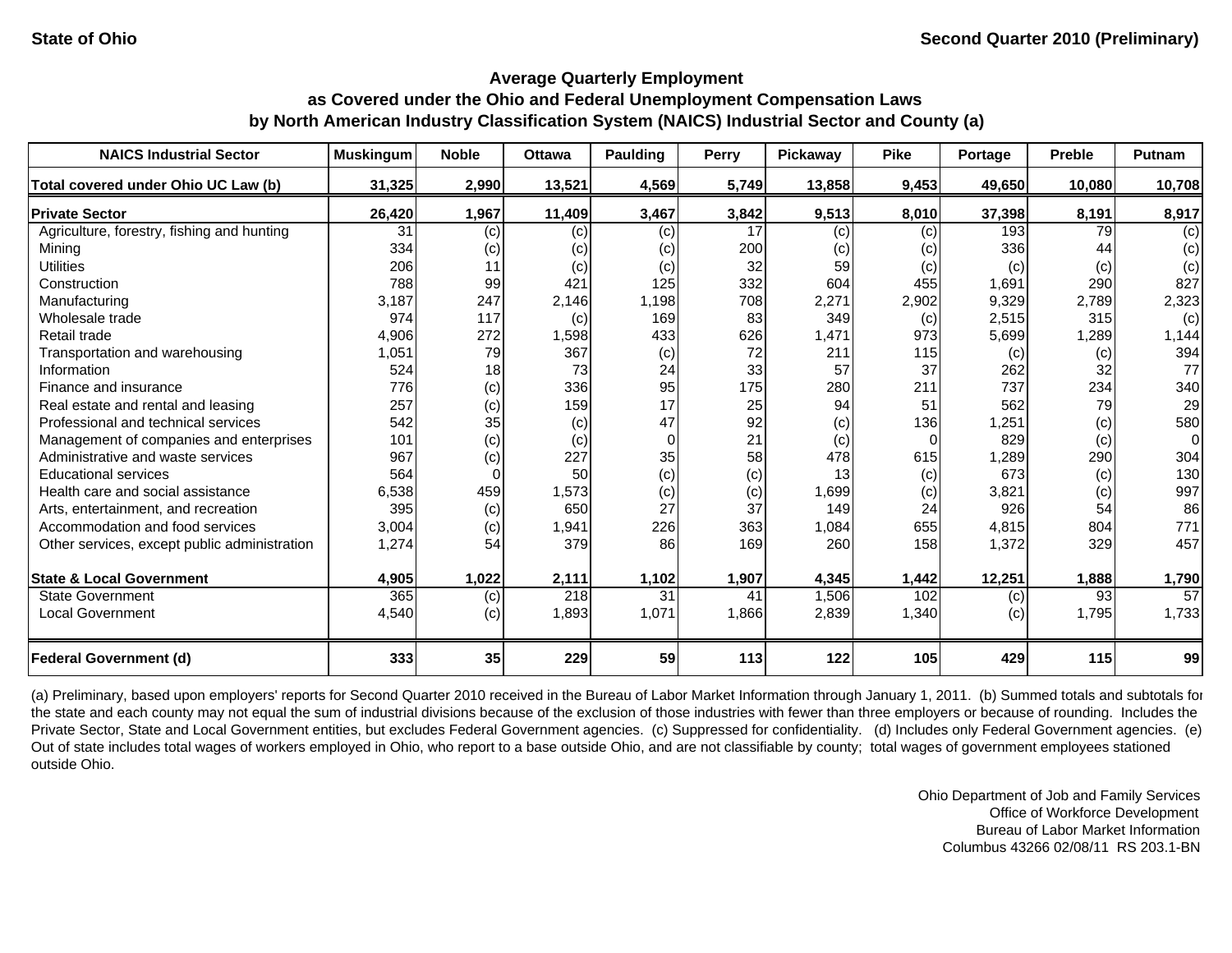State of Ohio | Second Quarter 2010 (Preliminary)

## Average Quarterly Employment
## as Covered under the Ohio and Federal Unemployment Compensation Laws
## by North American Industry Classification System (NAICS) Industrial Sector and County (a)

| NAICS Industrial Sector | Muskingum | Noble | Ottawa | Paulding | Perry | Pickaway | Pike | Portage | Preble | Putnam |
|---|---|---|---|---|---|---|---|---|---|---|
| **Total covered under Ohio UC Law (b)** | **31,325** | **2,990** | **13,521** | **4,569** | **5,749** | **13,858** | **9,453** | **49,650** | **10,080** | **10,708** |
| **Private Sector** | **26,420** | **1,967** | **11,409** | **3,467** | **3,842** | **9,513** | **8,010** | **37,398** | **8,191** | **8,917** |
| Agriculture, forestry, fishing and hunting | 31 | (c) | (c) | (c) | 17 | (c) | (c) | 193 | 79 | (c) |
| Mining | 334 | (c) | (c) | (c) | 200 | (c) | (c) | 336 | 44 | (c) |
| Utilities | 206 | 11 | (c) | (c) | 32 | 59 | (c) | (c) | (c) | (c) |
| Construction | 788 | 99 | 421 | 125 | 332 | 604 | 455 | 1,691 | 290 | 827 |
| Manufacturing | 3,187 | 247 | 2,146 | 1,198 | 708 | 2,271 | 2,902 | 9,329 | 2,789 | 2,323 |
| Wholesale trade | 974 | 117 | (c) | 169 | 83 | 349 | (c) | 2,515 | 315 | (c) |
| Retail trade | 4,906 | 272 | 1,598 | 433 | 626 | 1,471 | 973 | 5,699 | 1,289 | 1,144 |
| Transportation and warehousing | 1,051 | 79 | 367 | (c) | 72 | 211 | 115 | (c) | (c) | 394 |
| Information | 524 | 18 | 73 | 24 | 33 | 57 | 37 | 262 | 32 | 77 |
| Finance and insurance | 776 | (c) | 336 | 95 | 175 | 280 | 211 | 737 | 234 | 340 |
| Real estate and rental and leasing | 257 | (c) | 159 | 17 | 25 | 94 | 51 | 562 | 79 | 29 |
| Professional and technical services | 542 | 35 | (c) | 47 | 92 | (c) | 136 | 1,251 | (c) | 580 |
| Management of companies and enterprises | 101 | (c) | (c) | 0 | 21 | (c) | 0 | 829 | (c) | 0 |
| Administrative and waste services | 967 | (c) | 227 | 35 | 58 | 478 | 615 | 1,289 | 290 | 304 |
| Educational services | 564 | 0 | 50 | (c) | (c) | 13 | (c) | 673 | (c) | 130 |
| Health care and social assistance | 6,538 | 459 | 1,573 | (c) | (c) | 1,699 | (c) | 3,821 | (c) | 997 |
| Arts, entertainment, and recreation | 395 | (c) | 650 | 27 | 37 | 149 | 24 | 926 | 54 | 86 |
| Accommodation and food services | 3,004 | (c) | 1,941 | 226 | 363 | 1,084 | 655 | 4,815 | 804 | 771 |
| Other services, except public administration | 1,274 | 54 | 379 | 86 | 169 | 260 | 158 | 1,372 | 329 | 457 |
| **State & Local Government** | **4,905** | **1,022** | **2,111** | **1,102** | **1,907** | **4,345** | **1,442** | **12,251** | **1,888** | **1,790** |
| State Government | 365 | (c) | 218 | 31 | 41 | 1,506 | 102 | (c) | 93 | 57 |
| Local Government | 4,540 | (c) | 1,893 | 1,071 | 1,866 | 2,839 | 1,340 | (c) | 1,795 | 1,733 |
| **Federal Government (d)** | **333** | **35** | **229** | **59** | **113** | **122** | **105** | **429** | **115** | **99** |

(a) Preliminary, based upon employers' reports for Second Quarter 2010 received in the Bureau of Labor Market Information through January 1, 2011. (b) Summed totals and subtotals for the state and each county may not equal the sum of industrial divisions because of the exclusion of those industries with fewer than three employers or because of rounding. Includes the Private Sector, State and Local Government entities, but excludes Federal Government agencies. (c) Suppressed for confidentiality. (d) Includes only Federal Government agencies. (e) Out of state includes total wages of workers employed in Ohio, who report to a base outside Ohio, and are not classifiable by county; total wages of government employees stationed outside Ohio.

Ohio Department of Job and Family Services
Office of Workforce Development
Bureau of Labor Market Information
Columbus 43266 02/08/11 RS 203.1-BN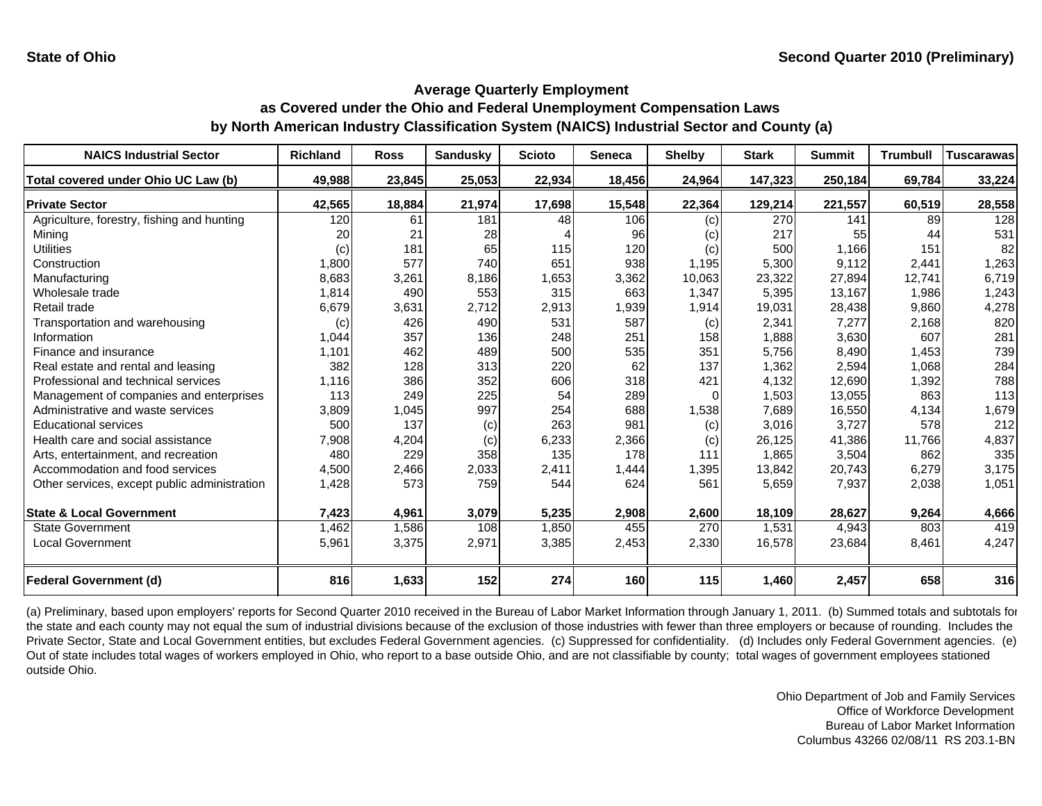**State of Ohio** **Second Quarter 2010 (Preliminary)**

## Average Quarterly Employment as Covered under the Ohio and Federal Unemployment Compensation Laws by North American Industry Classification System (NAICS) Industrial Sector and County (a)

| NAICS Industrial Sector | Richland | Ross | Sandusky | Scioto | Seneca | Shelby | Stark | Summit | Trumbull | Tuscarawas |
|---|---|---|---|---|---|---|---|---|---|---|
| **Total covered under Ohio UC Law (b)** | **49,988** | **23,845** | **25,053** | **22,934** | **18,456** | **24,964** | **147,323** | **250,184** | **69,784** | **33,224** |
| **Private Sector** | **42,565** | **18,884** | **21,974** | **17,698** | **15,548** | **22,364** | **129,214** | **221,557** | **60,519** | **28,558** |
| Agriculture, forestry, fishing and hunting | 120 | 61 | 181 | 48 | 106 | (c) | 270 | 141 | 89 | 128 |
| Mining | 20 | 21 | 28 | 4 | 96 | (c) | 217 | 55 | 44 | 531 |
| Utilities | (c) | 181 | 65 | 115 | 120 | (c) | 500 | 1,166 | 151 | 82 |
| Construction | 1,800 | 577 | 740 | 651 | 938 | 1,195 | 5,300 | 9,112 | 2,441 | 1,263 |
| Manufacturing | 8,683 | 3,261 | 8,186 | 1,653 | 3,362 | 10,063 | 23,322 | 27,894 | 12,741 | 6,719 |
| Wholesale trade | 1,814 | 490 | 553 | 315 | 663 | 1,347 | 5,395 | 13,167 | 1,986 | 1,243 |
| Retail trade | 6,679 | 3,631 | 2,712 | 2,913 | 1,939 | 1,914 | 19,031 | 28,438 | 9,860 | 4,278 |
| Transportation and warehousing | (c) | 426 | 490 | 531 | 587 | (c) | 2,341 | 7,277 | 2,168 | 820 |
| Information | 1,044 | 357 | 136 | 248 | 251 | 158 | 1,888 | 3,630 | 607 | 281 |
| Finance and insurance | 1,101 | 462 | 489 | 500 | 535 | 351 | 5,756 | 8,490 | 1,453 | 739 |
| Real estate and rental and leasing | 382 | 128 | 313 | 220 | 62 | 137 | 1,362 | 2,594 | 1,068 | 284 |
| Professional and technical services | 1,116 | 386 | 352 | 606 | 318 | 421 | 4,132 | 12,690 | 1,392 | 788 |
| Management of companies and enterprises | 113 | 249 | 225 | 54 | 289 | 0 | 1,503 | 13,055 | 863 | 113 |
| Administrative and waste services | 3,809 | 1,045 | 997 | 254 | 688 | 1,538 | 7,689 | 16,550 | 4,134 | 1,679 |
| Educational services | 500 | 137 | (c) | 263 | 981 | (c) | 3,016 | 3,727 | 578 | 212 |
| Health care and social assistance | 7,908 | 4,204 | (c) | 6,233 | 2,366 | (c) | 26,125 | 41,386 | 11,766 | 4,837 |
| Arts, entertainment, and recreation | 480 | 229 | 358 | 135 | 178 | 111 | 1,865 | 3,504 | 862 | 335 |
| Accommodation and food services | 4,500 | 2,466 | 2,033 | 2,411 | 1,444 | 1,395 | 13,842 | 20,743 | 6,279 | 3,175 |
| Other services, except public administration | 1,428 | 573 | 759 | 544 | 624 | 561 | 5,659 | 7,937 | 2,038 | 1,051 |
| **State & Local Government** | **7,423** | **4,961** | **3,079** | **5,235** | **2,908** | **2,600** | **18,109** | **28,627** | **9,264** | **4,666** |
| State Government | 1,462 | 1,586 | 108 | 1,850 | 455 | 270 | 1,531 | 4,943 | 803 | 419 |
| Local Government | 5,961 | 3,375 | 2,971 | 3,385 | 2,453 | 2,330 | 16,578 | 23,684 | 8,461 | 4,247 |
| **Federal Government (d)** | **816** | **1,633** | **152** | **274** | **160** | **115** | **1,460** | **2,457** | **658** | **316** |

(a) Preliminary, based upon employers' reports for Second Quarter 2010 received in the Bureau of Labor Market Information through January 1, 2011. (b) Summed totals and subtotals for the state and each county may not equal the sum of industrial divisions because of the exclusion of those industries with fewer than three employers or because of rounding. Includes the Private Sector, State and Local Government entities, but excludes Federal Government agencies. (c) Suppressed for confidentiality. (d) Includes only Federal Government agencies. (e) Out of state includes total wages of workers employed in Ohio, who report to a base outside Ohio, and are not classifiable by county; total wages of government employees stationed outside Ohio.

Ohio Department of Job and Family Services
Office of Workforce Development
Bureau of Labor Market Information
Columbus 43266 02/08/11 RS 203.1-BN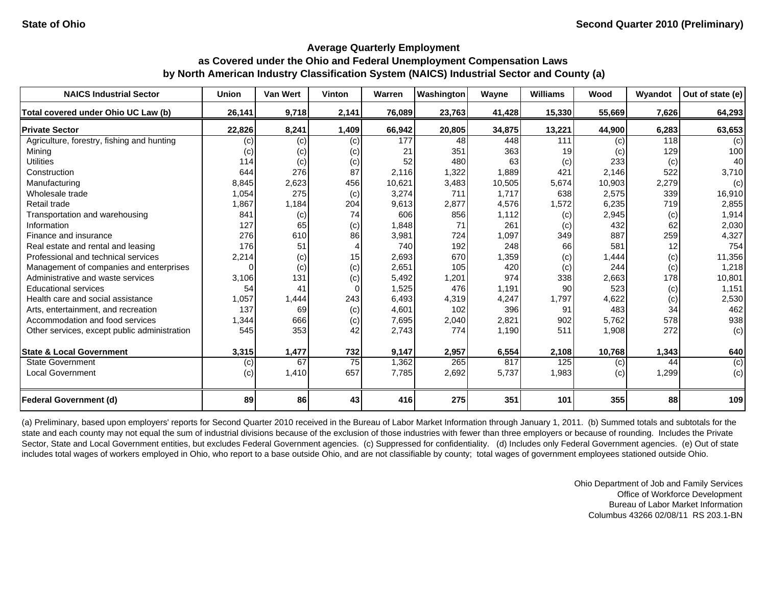State of Ohio | Second Quarter 2010 (Preliminary)

## Average Quarterly Employment as Covered under the Ohio and Federal Unemployment Compensation Laws by North American Industry Classification System (NAICS) Industrial Sector and County (a)

| NAICS Industrial Sector | Union | Van Wert | Vinton | Warren | Washington | Wayne | Williams | Wood | Wyandot | Out of state (e) |
|---|---|---|---|---|---|---|---|---|---|---|
| **Total covered under Ohio UC Law (b)** | **26,141** | **9,718** | **2,141** | **76,089** | **23,763** | **41,428** | **15,330** | **55,669** | **7,626** | **64,293** |
| **Private Sector** | **22,826** | **8,241** | **1,409** | **66,942** | **20,805** | **34,875** | **13,221** | **44,900** | **6,283** | **63,653** |
| Agriculture, forestry, fishing and hunting | (c) | (c) | (c) | 177 | 48 | 448 | 111 | (c) | 118 | (c) |
| Mining | (c) | (c) | (c) | 21 | 351 | 363 | 19 | (c) | 129 | 100 |
| Utilities | 114 | (c) | (c) | 52 | 480 | 63 | (c) | 233 | (c) | 40 |
| Construction | 644 | 276 | 87 | 2,116 | 1,322 | 1,889 | 421 | 2,146 | 522 | 3,710 |
| Manufacturing | 8,845 | 2,623 | 456 | 10,621 | 3,483 | 10,505 | 5,674 | 10,903 | 2,279 | (c) |
| Wholesale trade | 1,054 | 275 | (c) | 3,274 | 711 | 1,717 | 638 | 2,575 | 339 | 16,910 |
| Retail trade | 1,867 | 1,184 | 204 | 9,613 | 2,877 | 4,576 | 1,572 | 6,235 | 719 | 2,855 |
| Transportation and warehousing | 841 | (c) | 74 | 606 | 856 | 1,112 | (c) | 2,945 | (c) | 1,914 |
| Information | 127 | 65 | (c) | 1,848 | 71 | 261 | (c) | 432 | 62 | 2,030 |
| Finance and insurance | 276 | 610 | 86 | 3,981 | 724 | 1,097 | 349 | 887 | 259 | 4,327 |
| Real estate and rental and leasing | 176 | 51 | 4 | 740 | 192 | 248 | 66 | 581 | 12 | 754 |
| Professional and technical services | 2,214 | (c) | 15 | 2,693 | 670 | 1,359 | (c) | 1,444 | (c) | 11,356 |
| Management of companies and enterprises | 0 | (c) | (c) | 2,651 | 105 | 420 | (c) | 244 | (c) | 1,218 |
| Administrative and waste services | 3,106 | 131 | (c) | 5,492 | 1,201 | 974 | 338 | 2,663 | 178 | 10,801 |
| Educational services | 54 | 41 | 0 | 1,525 | 476 | 1,191 | 90 | 523 | (c) | 1,151 |
| Health care and social assistance | 1,057 | 1,444 | 243 | 6,493 | 4,319 | 4,247 | 1,797 | 4,622 | (c) | 2,530 |
| Arts, entertainment, and recreation | 137 | 69 | (c) | 4,601 | 102 | 396 | 91 | 483 | 34 | 462 |
| Accommodation and food services | 1,344 | 666 | (c) | 7,695 | 2,040 | 2,821 | 902 | 5,762 | 578 | 938 |
| Other services, except public administration | 545 | 353 | 42 | 2,743 | 774 | 1,190 | 511 | 1,908 | 272 | (c) |
| **State & Local Government** | **3,315** | **1,477** | **732** | **9,147** | **2,957** | **6,554** | **2,108** | **10,768** | **1,343** | **640** |
| State Government | (c) | 67 | 75 | 1,362 | 265 | 817 | 125 | (c) | 44 | (c) |
| Local Government | (c) | 1,410 | 657 | 7,785 | 2,692 | 5,737 | 1,983 | (c) | 1,299 | (c) |
| **Federal Government (d)** | **89** | **86** | **43** | **416** | **275** | **351** | **101** | **355** | **88** | **109** |

(a) Preliminary, based upon employers' reports for Second Quarter 2010 received in the Bureau of Labor Market Information through January 1, 2011. (b) Summed totals and subtotals for the state and each county may not equal the sum of industrial divisions because of the exclusion of those industries with fewer than three employers or because of rounding. Includes the Private Sector, State and Local Government entities, but excludes Federal Government agencies. (c) Suppressed for confidentiality. (d) Includes only Federal Government agencies. (e) Out of state includes total wages of workers employed in Ohio, who report to a base outside Ohio, and are not classifiable by county; total wages of government employees stationed outside Ohio.

Ohio Department of Job and Family Services
Office of Workforce Development
Bureau of Labor Market Information
Columbus 43266 02/08/11 RS 203.1-BN